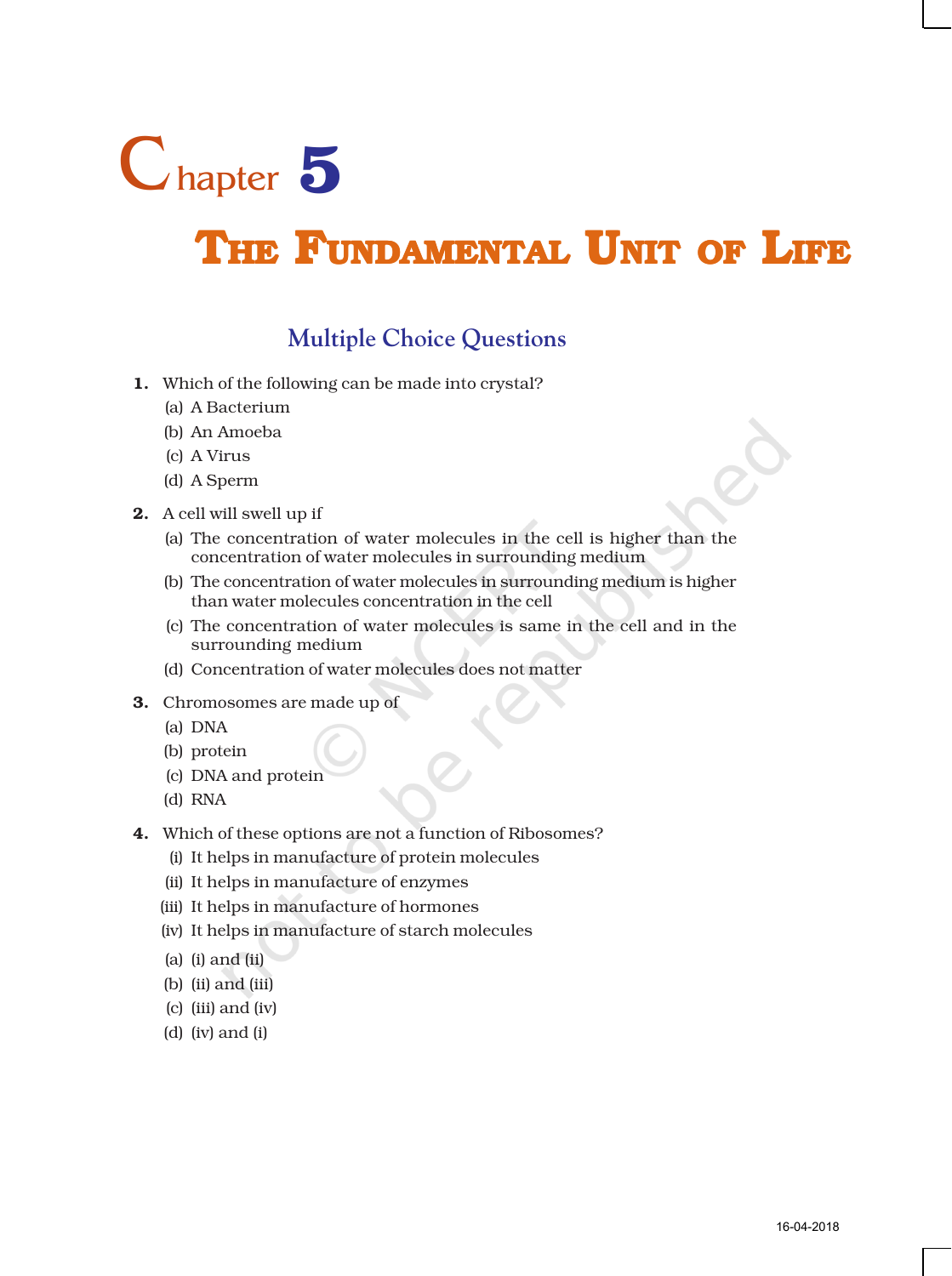# Chapter 5

# THE FUNDAMENTAL UNIT OF LIFE

## Multiple Choice Questions

**1.** Which of the following can be made into crystal?

(a) A Bacterium

(b) An Amoeba

(c) A Virus

(d) A Sperm

**2.** A cell will swell up if

(a) The concentration of water molecules in the cell is higher than the concentration of water molecules in surrounding medium

(b) The concentration of water molecules in surrounding medium is higher than water molecules concentration in the cell

(c) The concentration of water molecules is same in the cell and in the surrounding medium

(d) Concentration of water molecules does not matter

**3.** Chromosomes are made up of

(a) DNA

(b) protein

(c) DNA and protein

(d) RNA

**4.** Which of these options are not a function of Ribosomes?

(i) It helps in manufacture of protein molecules

(ii) It helps in manufacture of enzymes

(iii) It helps in manufacture of hormones

(iv) It helps in manufacture of starch molecules

(a) (i) and (ii)

(b) (ii) and (iii)

(c) (iii) and (iv)

(d) (iv) and (i)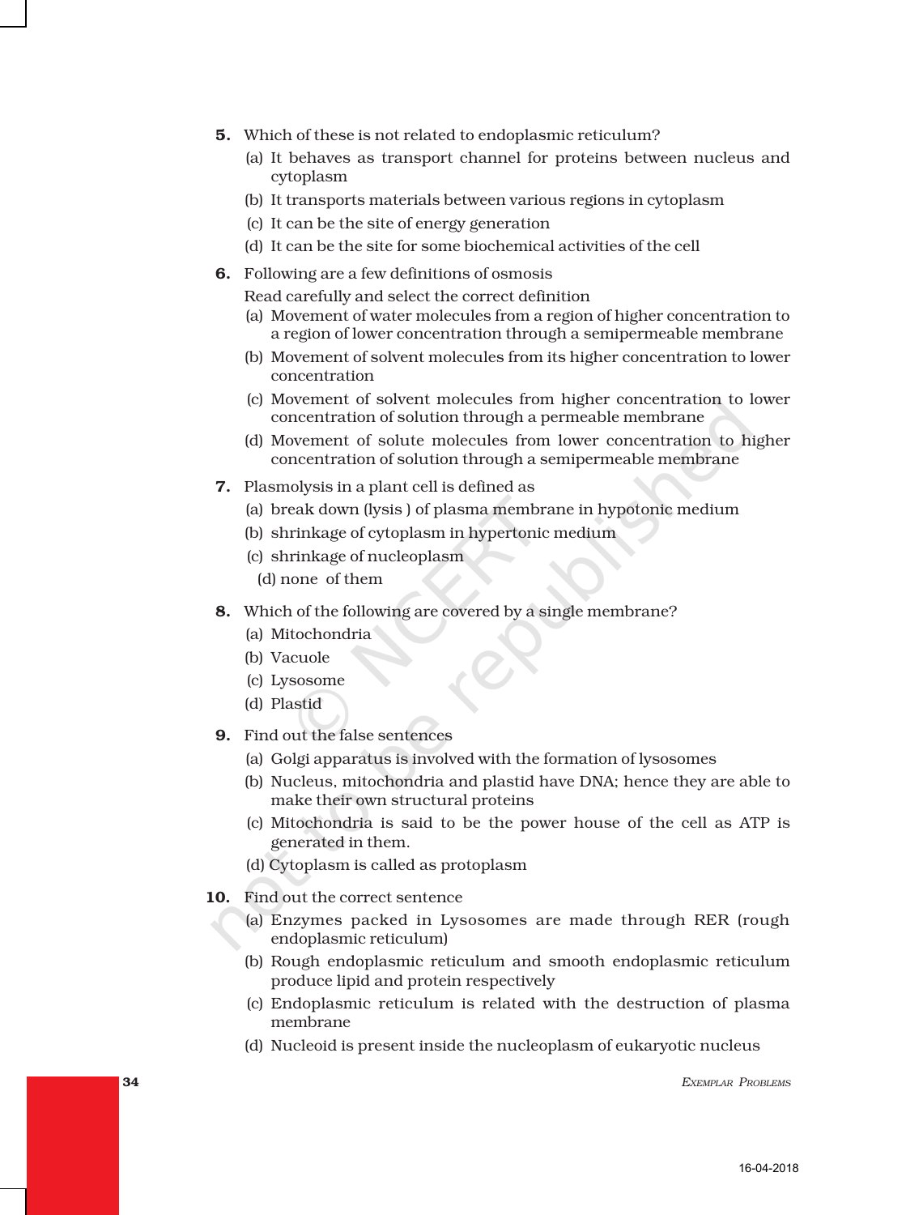5. Which of these is not related to endoplasmic reticulum?
   (a) It behaves as transport channel for proteins between nucleus and cytoplasm
   (b) It transports materials between various regions in cytoplasm
   (c) It can be the site of energy generation
   (d) It can be the site for some biochemical activities of the cell

6. Following are a few definitions of osmosis
   Read carefully and select the correct definition
   (a) Movement of water molecules from a region of higher concentration to a region of lower concentration through a semipermeable membrane
   (b) Movement of solvent molecules from its higher concentration to lower concentration
   (c) Movement of solvent molecules from higher concentration to lower concentration of solution through a permeable membrane
   (d) Movement of solute molecules from lower concentration to higher concentration of solution through a semipermeable membrane

7. Plasmolysis in a plant cell is defined as
   (a) break down (lysis ) of plasma membrane in hypotonic medium
   (b) shrinkage of cytoplasm in hypertonic medium
   (c) shrinkage of nucleoplasm
   (d) none of them

8. Which of the following are covered by a single membrane?
   (a) Mitochondria
   (b) Vacuole
   (c) Lysosome
   (d) Plastid

9. Find out the false sentences
   (a) Golgi apparatus is involved with the formation of lysosomes
   (b) Nucleus, mitochondria and plastid have DNA; hence they are able to make their own structural proteins
   (c) Mitochondria is said to be the power house of the cell as ATP is generated in them.
   (d) Cytoplasm is called as protoplasm

10. Find out the correct sentence
    (a) Enzymes packed in Lysosomes are made through RER (rough endoplasmic reticulum)
    (b) Rough endoplasmic reticulum and smooth endoplasmic reticulum produce lipid and protein respectively
    (c) Endoplasmic reticulum is related with the destruction of plasma membrane
    (d) Nucleoid is present inside the nucleoplasm of eukaryotic nucleus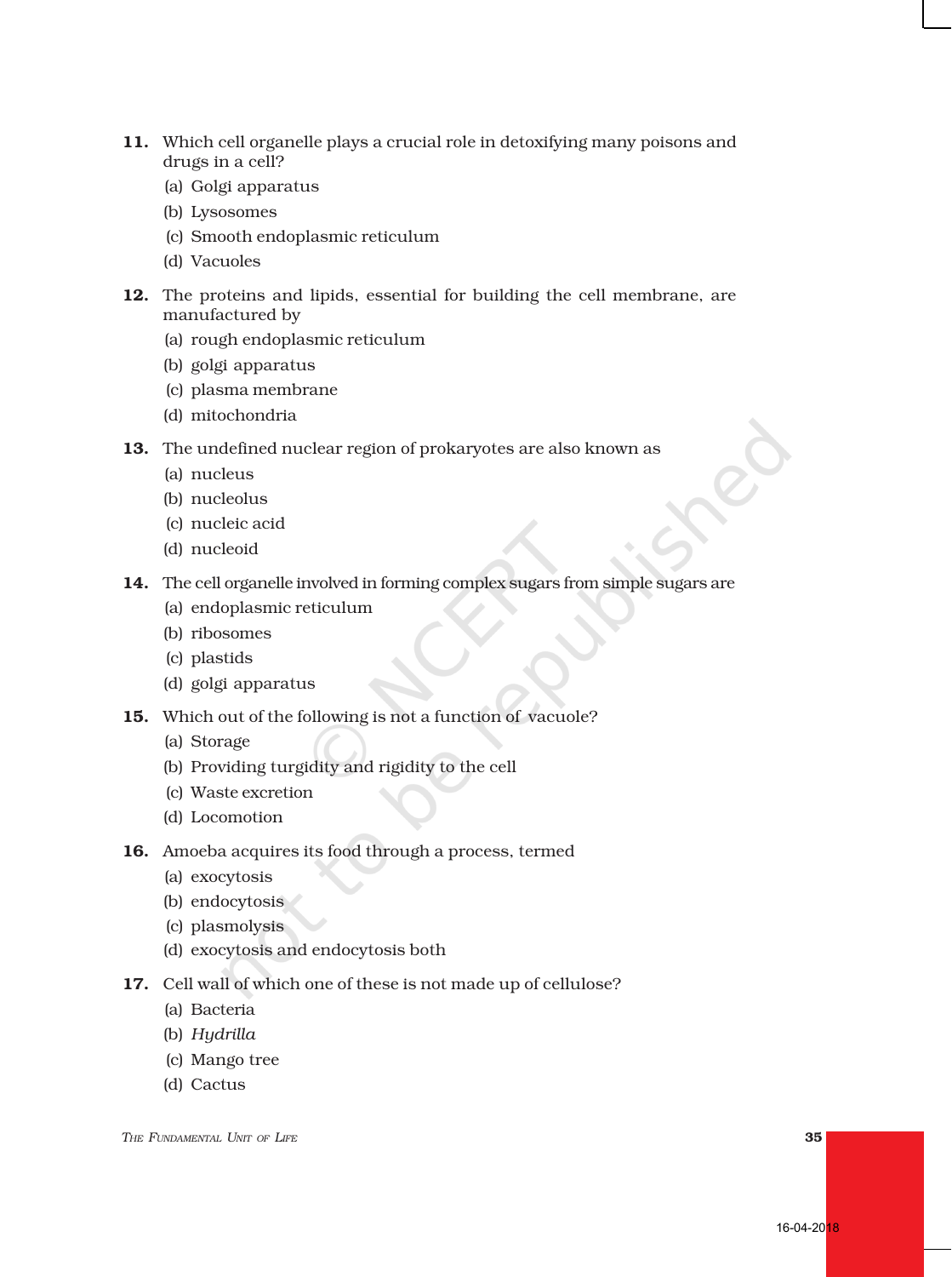11. Which cell organelle plays a crucial role in detoxifying many poisons and drugs in a cell?
    (a) Golgi apparatus
    (b) Lysosomes
    (c) Smooth endoplasmic reticulum
    (d) Vacuoles

12. The proteins and lipids, essential for building the cell membrane, are manufactured by
    (a) rough endoplasmic reticulum
    (b) golgi apparatus
    (c) plasma membrane
    (d) mitochondria

13. The undefined nuclear region of prokaryotes are also known as
    (a) nucleus
    (b) nucleolus
    (c) nucleic acid
    (d) nucleoid

14. The cell organelle involved in forming complex sugars from simple sugars are
    (a) endoplasmic reticulum
    (b) ribosomes
    (c) plastids
    (d) golgi apparatus

15. Which out of the following is not a function of vacuole?
    (a) Storage
    (b) Providing turgidity and rigidity to the cell
    (c) Waste excretion
    (d) Locomotion

16. Amoeba acquires its food through a process, termed
    (a) exocytosis
    (b) endocytosis
    (c) plasmolysis
    (d) exocytosis and endocytosis both

17. Cell wall of which one of these is not made up of cellulose?
    (a) Bacteria
    (b) *Hydrilla*
    (c) Mango tree
    (d) Cactus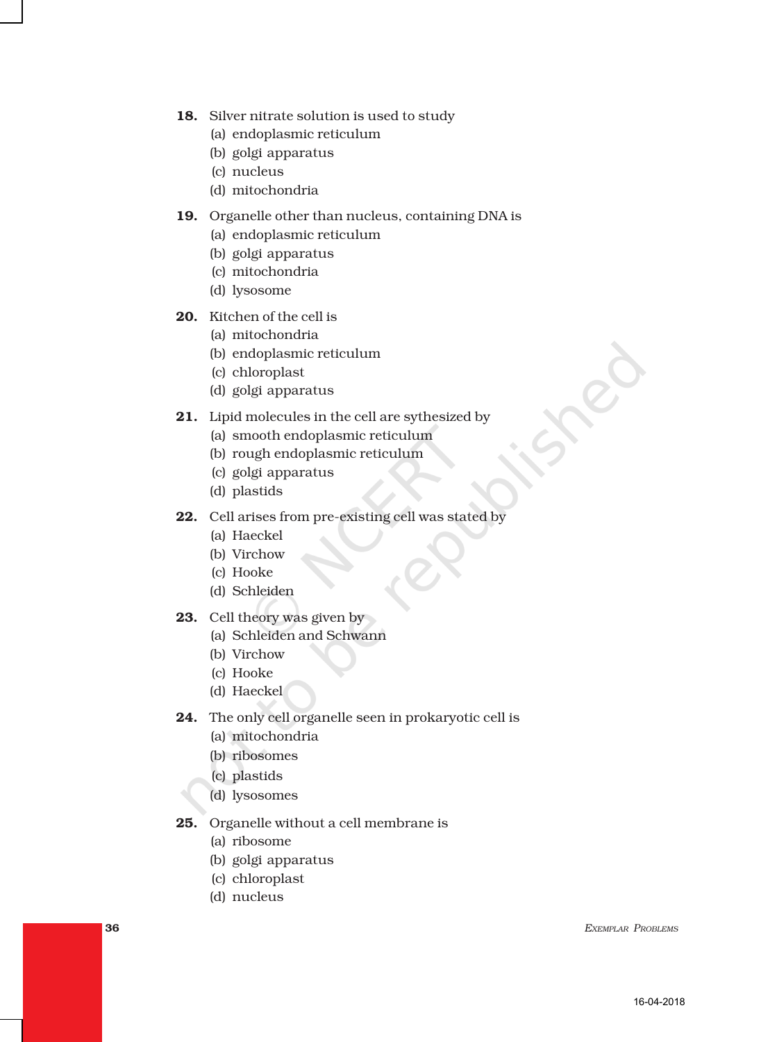**18.** Silver nitrate solution is used to study

(a) endoplasmic reticulum

(b) golgi apparatus

(c) nucleus

(d) mitochondria

**19.** Organelle other than nucleus, containing DNA is

(a) endoplasmic reticulum

(b) golgi apparatus

(c) mitochondria

(d) lysosome

**20.** Kitchen of the cell is

(a) mitochondria

(b) endoplasmic reticulum

(c) chloroplast

(d) golgi apparatus

**21.** Lipid molecules in the cell are sythesized by

(a) smooth endoplasmic reticulum

(b) rough endoplasmic reticulum

(c) golgi apparatus

(d) plastids

**22.** Cell arises from pre-existing cell was stated by

(a) Haeckel

(b) Virchow

(c) Hooke

(d) Schleiden

**23.** Cell theory was given by

(a) Schleiden and Schwann

(b) Virchow

(c) Hooke

(d) Haeckel

**24.** The only cell organelle seen in prokaryotic cell is

(a) mitochondria

(b) ribosomes

(c) plastids

(d) lysosomes

**25.** Organelle without a cell membrane is

(a) ribosome

(b) golgi apparatus

(c) chloroplast

(d) nucleus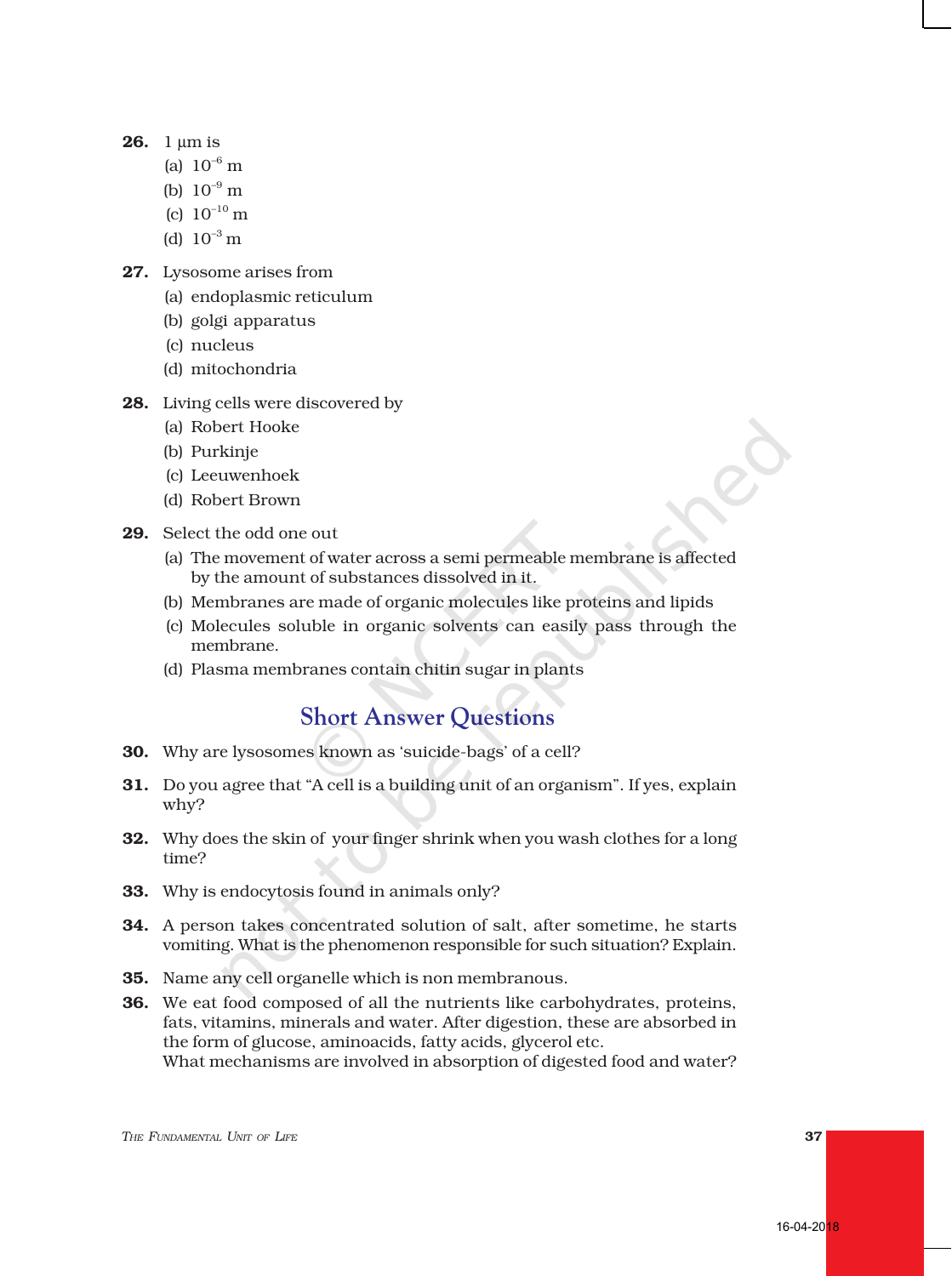26. 1 μm is
   (a) $10^{-6}$ m
   (b) $10^{-9}$ m
   (c) $10^{-10}$ m
   (d) $10^{-3}$ m

27. Lysosome arises from
   (a) endoplasmic reticulum
   (b) golgi apparatus
   (c) nucleus
   (d) mitochondria

28. Living cells were discovered by
   (a) Robert Hooke
   (b) Purkinje
   (c) Leeuwenhoek
   (d) Robert Brown

29. Select the odd one out
   (a) The movement of water across a semi permeable membrane is affected by the amount of substances dissolved in it.
   (b) Membranes are made of organic molecules like proteins and lipids
   (c) Molecules soluble in organic solvents can easily pass through the membrane.
   (d) Plasma membranes contain chitin sugar in plants

## Short Answer Questions

30. Why are lysosomes known as 'suicide-bags' of a cell?

31. Do you agree that "A cell is a building unit of an organism". If yes, explain why?

32. Why does the skin of your finger shrink when you wash clothes for a long time?

33. Why is endocytosis found in animals only?

34. A person takes concentrated solution of salt, after sometime, he starts vomiting. What is the phenomenon responsible for such situation? Explain.

35. Name any cell organelle which is non membranous.

36. We eat food composed of all the nutrients like carbohydrates, proteins, fats, vitamins, minerals and water. After digestion, these are absorbed in the form of glucose, aminoacids, fatty acids, glycerol etc.
   What mechanisms are involved in absorption of digested food and water?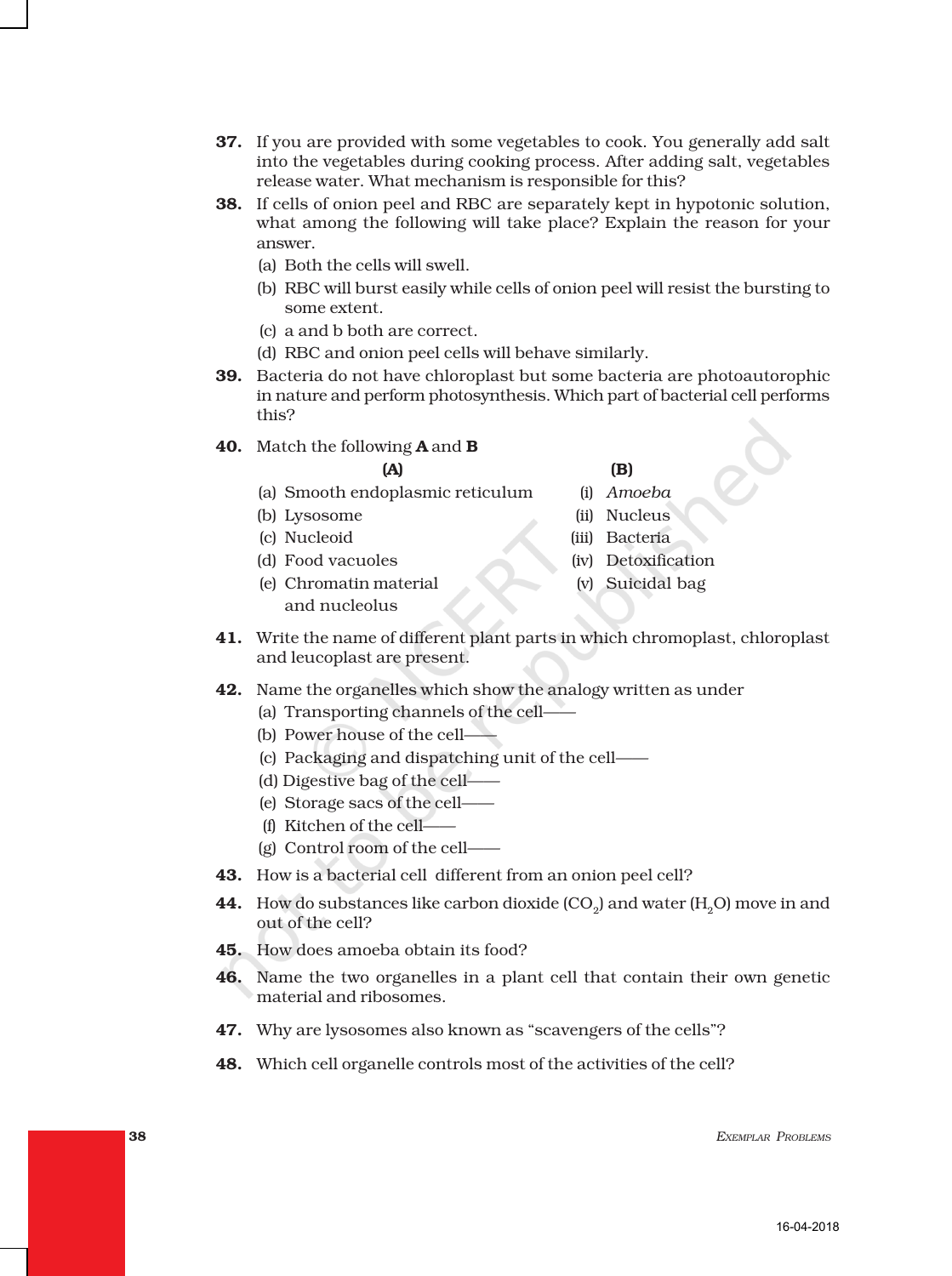37. If you are provided with some vegetables to cook. You generally add salt into the vegetables during cooking process. After adding salt, vegetables release water. What mechanism is responsible for this?

38. If cells of onion peel and RBC are separately kept in hypotonic solution, what among the following will take place? Explain the reason for your answer.
    - (a) Both the cells will swell.
    - (b) RBC will burst easily while cells of onion peel will resist the bursting to some extent.
    - (c) a and b both are correct.
    - (d) RBC and onion peel cells will behave similarly.

39. Bacteria do not have chloroplast but some bacteria are photoautorophic in nature and perform photosynthesis. Which part of bacterial cell performs this?

40. Match the following **A** and **B**

| (A) | (B) |
|---|---|
| (a) Smooth endoplasmic reticulum | (i) *Amoeba* |
| (b) Lysosome | (ii) Nucleus |
| (c) Nucleoid | (iii) Bacteria |
| (d) Food vacuoles | (iv) Detoxification |
| (e) Chromatin material and nucleolus | (v) Suicidal bag |

41. Write the name of different plant parts in which chromoplast, chloroplast and leucoplast are present.

42. Name the organelles which show the analogy written as under
    - (a) Transporting channels of the cell——
    - (b) Power house of the cell——
    - (c) Packaging and dispatching unit of the cell——
    - (d) Digestive bag of the cell——
    - (e) Storage sacs of the cell——
    - (f) Kitchen of the cell——
    - (g) Control room of the cell——

43. How is a bacterial cell different from an onion peel cell?

44. How do substances like carbon dioxide ($CO_2$) and water ($H_2O$) move in and out of the cell?

45. How does amoeba obtain its food?

46. Name the two organelles in a plant cell that contain their own genetic material and ribosomes.

47. Why are lysosomes also known as "scavengers of the cells"?

48. Which cell organelle controls most of the activities of the cell?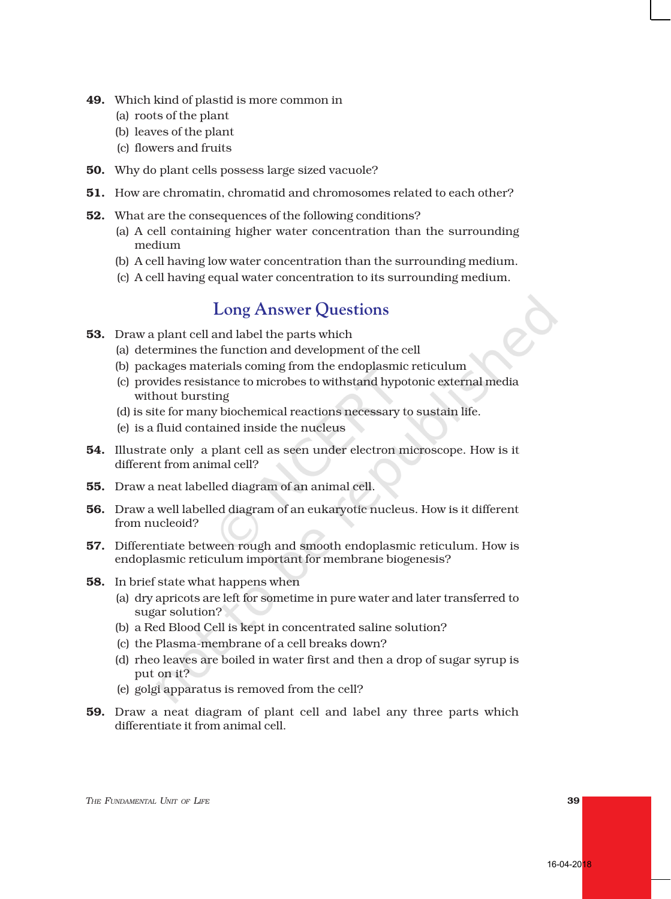**49.** Which kind of plastid is more common in

(a) roots of the plant

(b) leaves of the plant

(c) flowers and fruits

**50.** Why do plant cells possess large sized vacuole?

**51.** How are chromatin, chromatid and chromosomes related to each other?

**52.** What are the consequences of the following conditions?

(a) A cell containing higher water concentration than the surrounding medium

(b) A cell having low water concentration than the surrounding medium.

(c) A cell having equal water concentration to its surrounding medium.

## Long Answer Questions

**53.** Draw a plant cell and label the parts which

(a) determines the function and development of the cell

(b) packages materials coming from the endoplasmic reticulum

(c) provides resistance to microbes to withstand hypotonic external media without bursting

(d) is site for many biochemical reactions necessary to sustain life.

(e) is a fluid contained inside the nucleus

**54.** Illustrate only a plant cell as seen under electron microscope. How is it different from animal cell?

**55.** Draw a neat labelled diagram of an animal cell.

**56.** Draw a well labelled diagram of an eukaryotic nucleus. How is it different from nucleoid?

**57.** Differentiate between rough and smooth endoplasmic reticulum. How is endoplasmic reticulum important for membrane biogenesis?

**58.** In brief state what happens when

(a) dry apricots are left for sometime in pure water and later transferred to sugar solution?

(b) a Red Blood Cell is kept in concentrated saline solution?

(c) the Plasma-membrane of a cell breaks down?

(d) rheo leaves are boiled in water first and then a drop of sugar syrup is put on it?

(e) golgi apparatus is removed from the cell?

**59.** Draw a neat diagram of plant cell and label any three parts which differentiate it from animal cell.